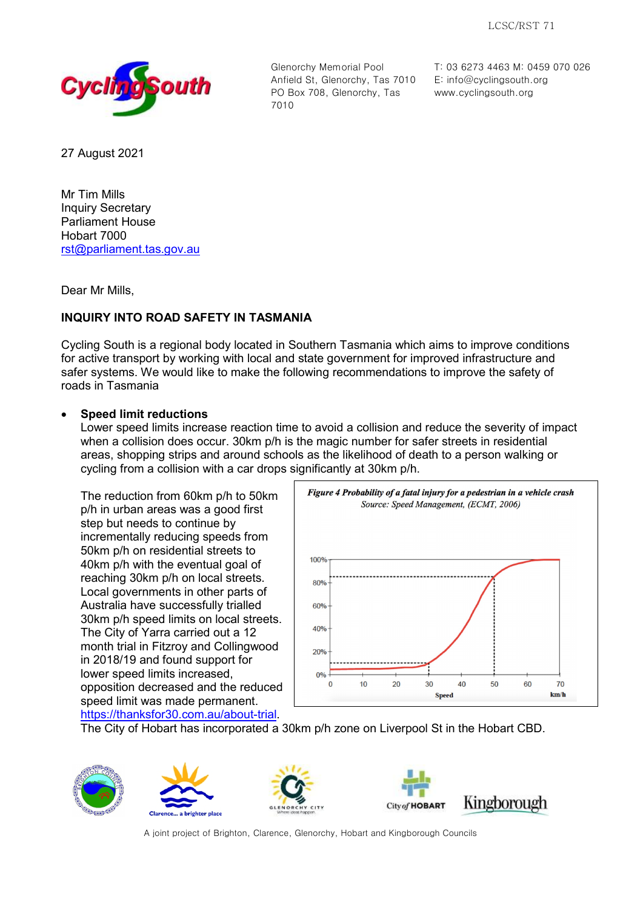LCSC/RST 71

Cycling South

Glenorchy Memorial Pool
Anfield St, Glenorchy, Tas 7010
PO Box 708, Glenorchy, Tas 7010

T: 03 6273 4463 M: 0459 070 026
E: info@cyclingsouth.org
www.cyclingsouth.org

27 August 2021

Mr Tim Mills
Inquiry Secretary
Parliament House
Hobart 7000
rst@parliament.tas.gov.au

Dear Mr Mills,

**INQUIRY INTO ROAD SAFETY IN TASMANIA**

Cycling South is a regional body located in Southern Tasmania which aims to improve conditions for active transport by working with local and state government for improved infrastructure and safer systems. We would like to make the following recommendations to improve the safety of roads in Tasmania

- **Speed limit reductions**
  Lower speed limits increase reaction time to avoid a collision and reduce the severity of impact when a collision does occur. 30km p/h is the magic number for safer streets in residential areas, shopping strips and around schools as the likelihood of death to a person walking or cycling from a collision with a car drops significantly at 30km p/h.

  The reduction from 60km p/h to 50km p/h in urban areas was a good first step but needs to continue by incrementally reducing speeds from 50km p/h on residential streets to 40km p/h with the eventual goal of reaching 30km p/h on local streets. Local governments in other parts of Australia have successfully trialled 30km p/h speed limits on local streets. The City of Yarra carried out a 12 month trial in Fitzroy and Collingwood in 2018/19 and found support for lower speed limits increased, opposition decreased and the reduced speed limit was made permanent. https://thanksfor30.com.au/about-trial.
  The City of Hobart has incorporated a 30km p/h zone on Liverpool St in the Hobart CBD.

*Figure 4 Probability of a fatal injury for a pedestrian in a vehicle crash*
*Source: Speed Management, (ECMT, 2006)*

A joint project of Brighton, Clarence, Glenorchy, Hobart and Kingborough Councils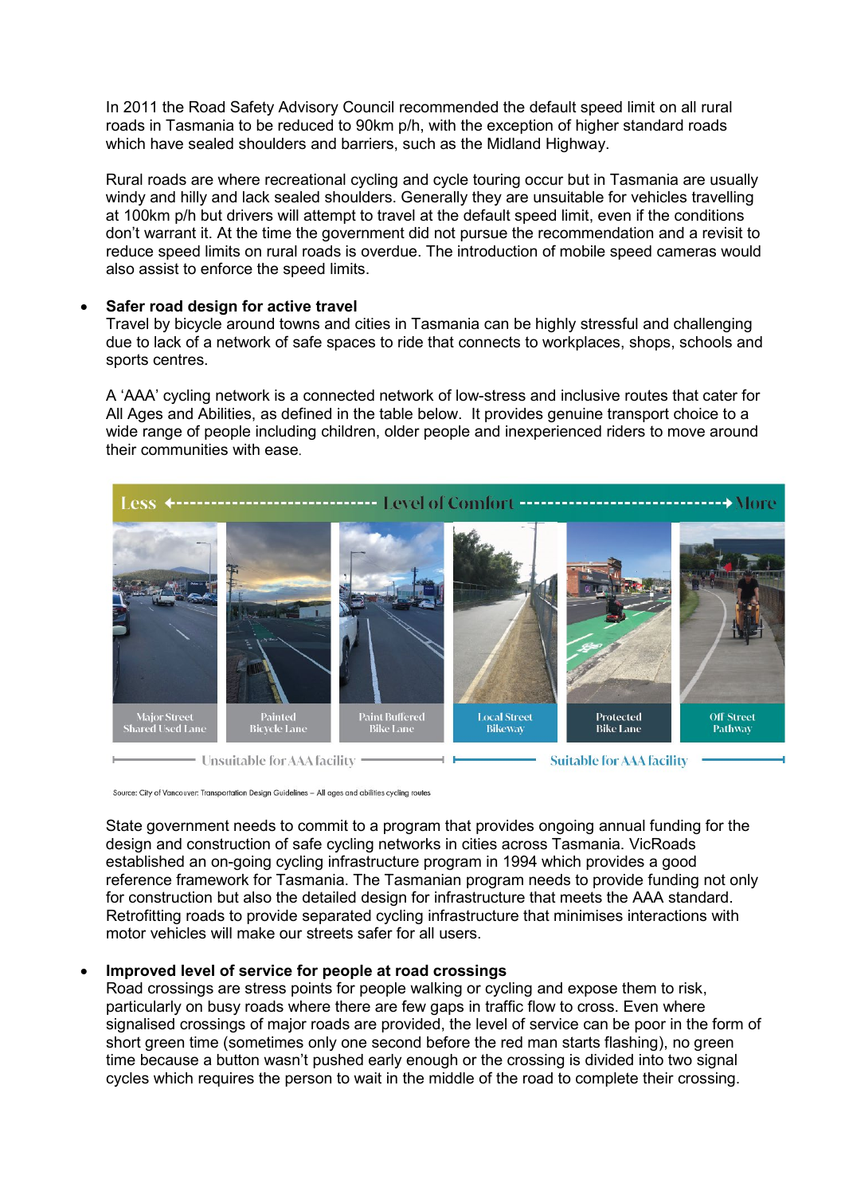In 2011 the Road Safety Advisory Council recommended the default speed limit on all rural roads in Tasmania to be reduced to 90km p/h, with the exception of higher standard roads which have sealed shoulders and barriers, such as the Midland Highway.

Rural roads are where recreational cycling and cycle touring occur but in Tasmania are usually windy and hilly and lack sealed shoulders. Generally they are unsuitable for vehicles travelling at 100km p/h but drivers will attempt to travel at the default speed limit, even if the conditions don't warrant it. At the time the government did not pursue the recommendation and a revisit to reduce speed limits on rural roads is overdue. The introduction of mobile speed cameras would also assist to enforce the speed limits.

- **Safer road design for active travel**
  Travel by bicycle around towns and cities in Tasmania can be highly stressful and challenging due to lack of a network of safe spaces to ride that connects to workplaces, shops, schools and sports centres.

  A 'AAA' cycling network is a connected network of low-stress and inclusive routes that cater for All Ages and Abilities, as defined in the table below. It provides genuine transport choice to a wide range of people including children, older people and inexperienced riders to move around their communities with ease.

| Less ← Level of Comfort → More | | | | | |
|---|---|---|---|---|---|
| Major Street Shared Used Lane | Painted Bicycle Lane | Paint Buffered Bike Lane | Local Street Bikeway | Protected Bike Lane | Off Street Pathway |
| Unsuitable for AAA facility | | | Suitable for AAA facility | | |

Source: City of Vancouver: Transportation Design Guidelines – All ages and abilities cycling routes

  State government needs to commit to a program that provides ongoing annual funding for the design and construction of safe cycling networks in cities across Tasmania. VicRoads established an on-going cycling infrastructure program in 1994 which provides a good reference framework for Tasmania. The Tasmanian program needs to provide funding not only for construction but also the detailed design for infrastructure that meets the AAA standard. Retrofitting roads to provide separated cycling infrastructure that minimises interactions with motor vehicles will make our streets safer for all users.

- **Improved level of service for people at road crossings**
  Road crossings are stress points for people walking or cycling and expose them to risk, particularly on busy roads where there are few gaps in traffic flow to cross. Even where signalised crossings of major roads are provided, the level of service can be poor in the form of short green time (sometimes only one second before the red man starts flashing), no green time because a button wasn't pushed early enough or the crossing is divided into two signal cycles which requires the person to wait in the middle of the road to complete their crossing.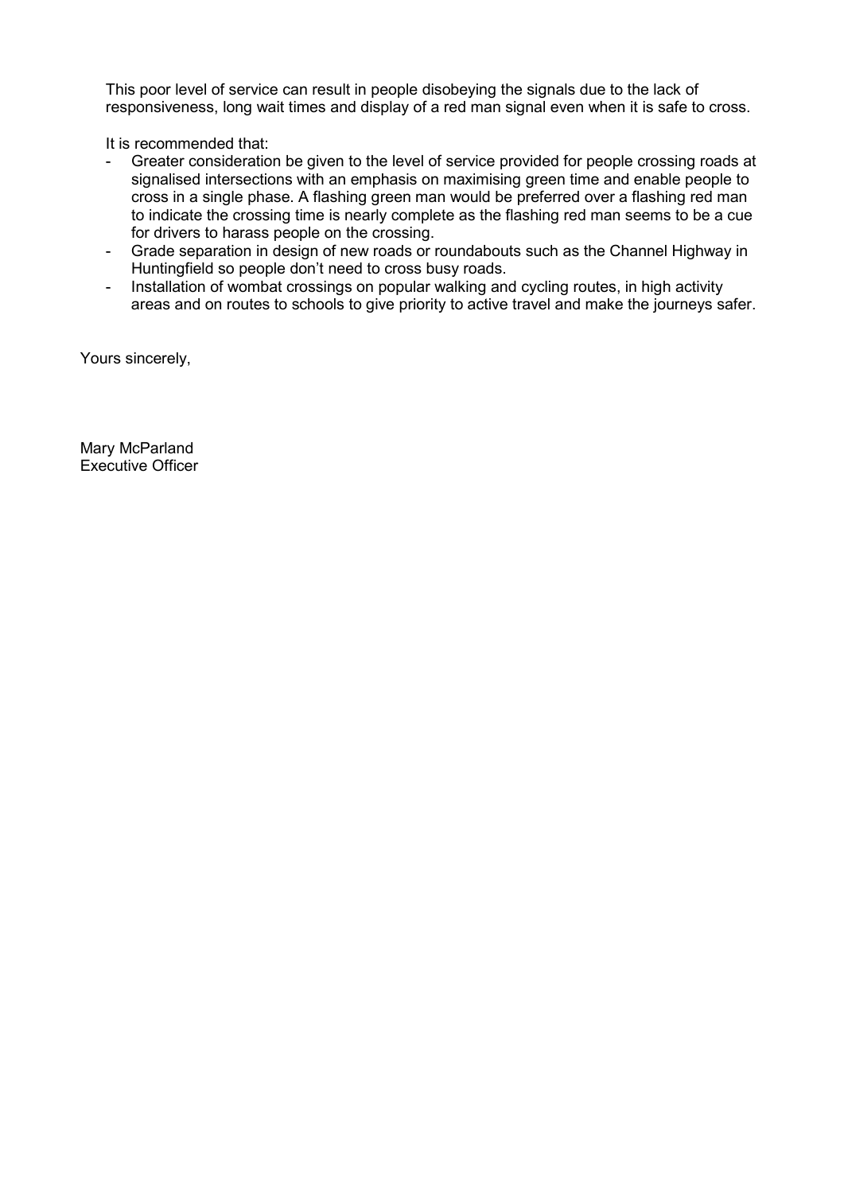This poor level of service can result in people disobeying the signals due to the lack of responsiveness, long wait times and display of a red man signal even when it is safe to cross.

It is recommended that:

- Greater consideration be given to the level of service provided for people crossing roads at signalised intersections with an emphasis on maximising green time and enable people to cross in a single phase. A flashing green man would be preferred over a flashing red man to indicate the crossing time is nearly complete as the flashing red man seems to be a cue for drivers to harass people on the crossing.
- Grade separation in design of new roads or roundabouts such as the Channel Highway in Huntingfield so people don't need to cross busy roads.
- Installation of wombat crossings on popular walking and cycling routes, in high activity areas and on routes to schools to give priority to active travel and make the journeys safer.

Yours sincerely,

Mary McParland
Executive Officer